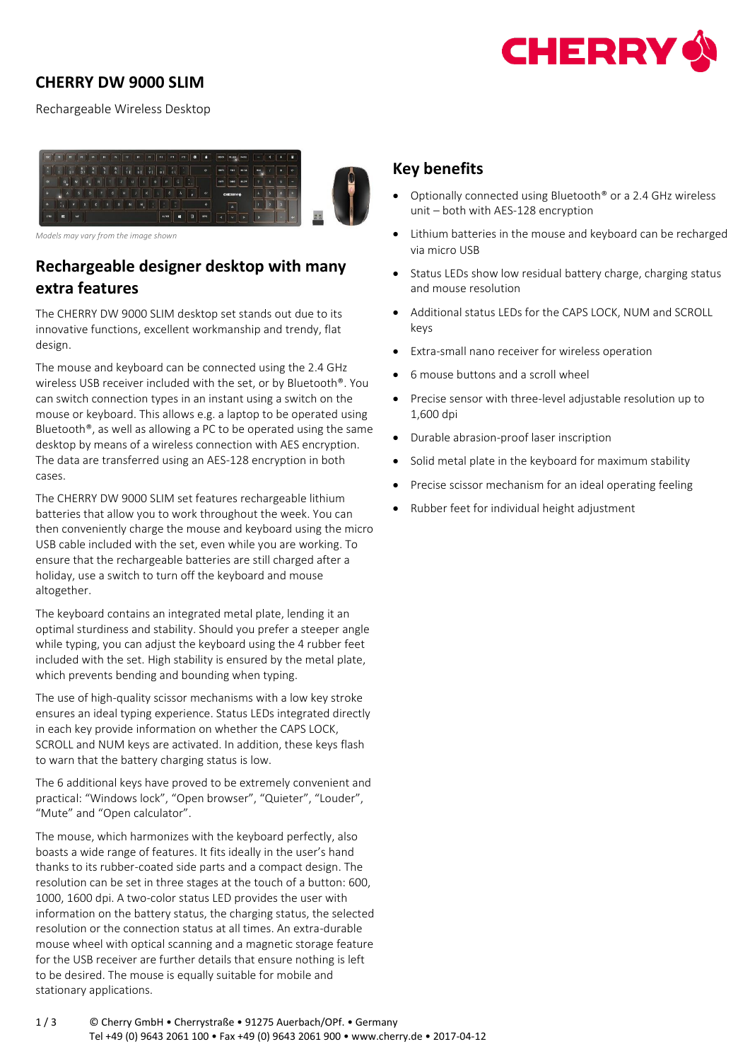# CHERRY DW 9000 SLIM

Rechargeable Wireless Desktop

*Models may vary from the image shown*

## Rechargeable designer desktop with many extra features

The CHERRY DW 9000 SLIM desktop set stands out due to its innovative functions, excellent workmanship and trendy, flat design.

The mouse and keyboard can be connected using the 2.4 GHz wireless USB receiver included with the set, or by Bluetooth®. You can switch connection types in an instant using a switch on the mouse or keyboard. This allows e.g. a laptop to be operated using Bluetooth®, as well as allowing a PC to be operated using the same desktop by means of a wireless connection with AES encryption. The data are transferred using an AES-128 encryption in both cases.

The CHERRY DW 9000 SLIM set features rechargeable lithium batteries that allow you to work throughout the week. You can then conveniently charge the mouse and keyboard using the micro USB cable included with the set, even while you are working. To ensure that the rechargeable batteries are still charged after a holiday, use a switch to turn off the keyboard and mouse altogether.

The keyboard contains an integrated metal plate, lending it an optimal sturdiness and stability. Should you prefer a steeper angle while typing, you can adjust the keyboard using the 4 rubber feet included with the set. High stability is ensured by the metal plate, which prevents bending and bounding when typing.

The use of high-quality scissor mechanisms with a low key stroke ensures an ideal typing experience. Status LEDs integrated directly in each key provide information on whether the CAPS LOCK, SCROLL and NUM keys are activated. In addition, these keys flash to warn that the battery charging status is low.

The 6 additional keys have proved to be extremely convenient and practical: "Windows lock", "Open browser", "Quieter", "Louder", "Mute" and "Open calculator".

The mouse, which harmonizes with the keyboard perfectly, also boasts a wide range of features. It fits ideally in the user's hand thanks to its rubber-coated side parts and a compact design. The resolution can be set in three stages at the touch of a button: 600, 1000, 1600 dpi. A two-color status LED provides the user with information on the battery status, the charging status, the selected resolution or the connection status at all times. An extra-durable mouse wheel with optical scanning and a magnetic storage feature for the USB receiver are further details that ensure nothing is left to be desired. The mouse is equally suitable for mobile and stationary applications.

## Key benefits

- Optionally connected using Bluetooth® or a 2.4 GHz wireless unit – both with AES-128 encryption
- Lithium batteries in the mouse and keyboard can be recharged via micro USB
- Status LEDs show low residual battery charge, charging status and mouse resolution
- Additional status LEDs for the CAPS LOCK, NUM and SCROLL keys
- Extra-small nano receiver for wireless operation
- 6 mouse buttons and a scroll wheel
- Precise sensor with three-level adjustable resolution up to 1,600 dpi
- Durable abrasion-proof laser inscription
- Solid metal plate in the keyboard for maximum stability
- Precise scissor mechanism for an ideal operating feeling
- Rubber feet for individual height adjustment

© Cherry GmbH • Cherrystraße • 91275 Auerbach/OPf. • Germany
Tel +49 (0) 9643 2061 100 • Fax +49 (0) 9643 2061 900 • www.cherry.de • 2017-04-12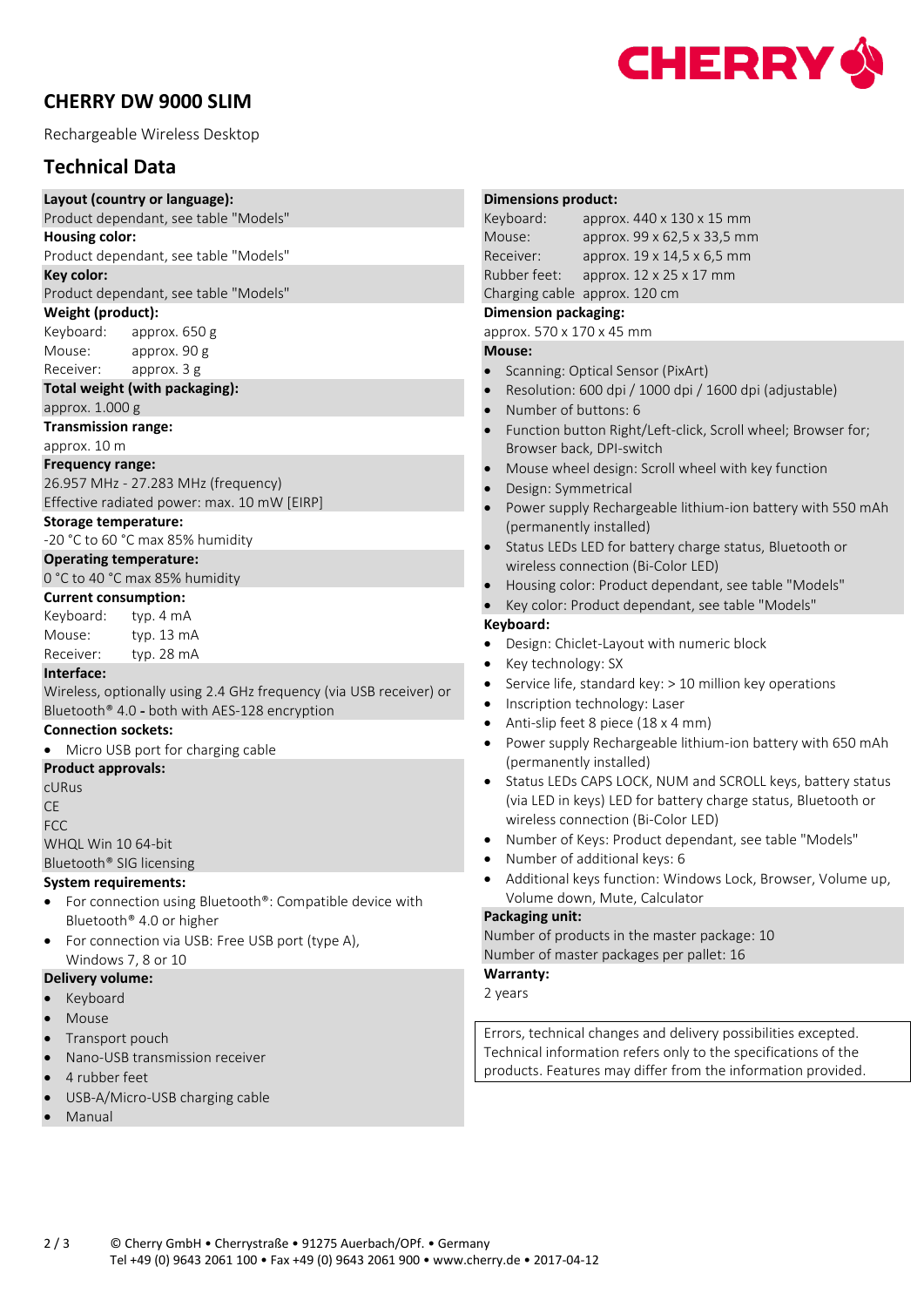# CHERRY DW 9000 SLIM

Rechargeable Wireless Desktop

## Technical Data

**Layout (country or language):**
Product dependant, see table "Models"

**Housing color:**
Product dependant, see table "Models"

**Key color:**
Product dependant, see table "Models"

**Weight (product):**
Keyboard: approx. 650 g
Mouse: approx. 90 g
Receiver: approx. 3 g

**Total weight (with packaging):**
approx. 1.000 g

**Transmission range:**
approx. 10 m

**Frequency range:**
26.957 MHz - 27.283 MHz (frequency)
Effective radiated power: max. 10 mW [EIRP]

**Storage temperature:**
-20 °C to 60 °C max 85% humidity

**Operating temperature:**
0 °C to 40 °C max 85% humidity

**Current consumption:**
Keyboard: typ. 4 mA
Mouse: typ. 13 mA
Receiver: typ. 28 mA

**Interface:**
Wireless, optionally using 2.4 GHz frequency (via USB receiver) or Bluetooth® 4.0 **-** both with AES-128 encryption

**Connection sockets:**

- Micro USB port for charging cable

**Product approvals:**
cURus
CE
FCC
WHQL Win 10 64-bit
Bluetooth® SIG licensing

**System requirements:**

- For connection using Bluetooth®: Compatible device with Bluetooth® 4.0 or higher
- For connection via USB: Free USB port (type A), Windows 7, 8 or 10

**Delivery volume:**

- Keyboard
- Mouse
- Transport pouch
- Nano-USB transmission receiver
- 4 rubber feet
- USB-A/Micro-USB charging cable
- Manual

**Dimensions product:**
Keyboard: approx. 440 x 130 x 15 mm
Mouse: approx. 99 x 62,5 x 33,5 mm
Receiver: approx. 19 x 14,5 x 6,5 mm
Rubber feet: approx. 12 x 25 x 17 mm
Charging cable approx. 120 cm

**Dimension packaging:**
approx. 570 x 170 x 45 mm

**Mouse:**

- Scanning: Optical Sensor (PixArt)
- Resolution: 600 dpi / 1000 dpi / 1600 dpi (adjustable)
- Number of buttons: 6
- Function button Right/Left-click, Scroll wheel; Browser for; Browser back, DPI-switch
- Mouse wheel design: Scroll wheel with key function
- Design: Symmetrical
- Power supply Rechargeable lithium-ion battery with 550 mAh (permanently installed)
- Status LEDs LED for battery charge status, Bluetooth or wireless connection (Bi-Color LED)
- Housing color: Product dependant, see table "Models"
- Key color: Product dependant, see table "Models"

**Keyboard:**

- Design: Chiclet-Layout with numeric block
- Key technology: SX
- Service life, standard key: > 10 million key operations
- Inscription technology: Laser
- Anti-slip feet 8 piece (18 x 4 mm)
- Power supply Rechargeable lithium-ion battery with 650 mAh (permanently installed)
- Status LEDs CAPS LOCK, NUM and SCROLL keys, battery status (via LED in keys) LED for battery charge status, Bluetooth or wireless connection (Bi-Color LED)
- Number of Keys: Product dependant, see table "Models"
- Number of additional keys: 6
- Additional keys function: Windows Lock, Browser, Volume up, Volume down, Mute, Calculator

**Packaging unit:**
Number of products in the master package: 10
Number of master packages per pallet: 16

**Warranty:**
2 years

Errors, technical changes and delivery possibilities excepted. Technical information refers only to the specifications of the products. Features may differ from the information provided.

© Cherry GmbH • Cherrystraße • 91275 Auerbach/OPf. • Germany
Tel +49 (0) 9643 2061 100 • Fax +49 (0) 9643 2061 900 • www.cherry.de • 2017-04-12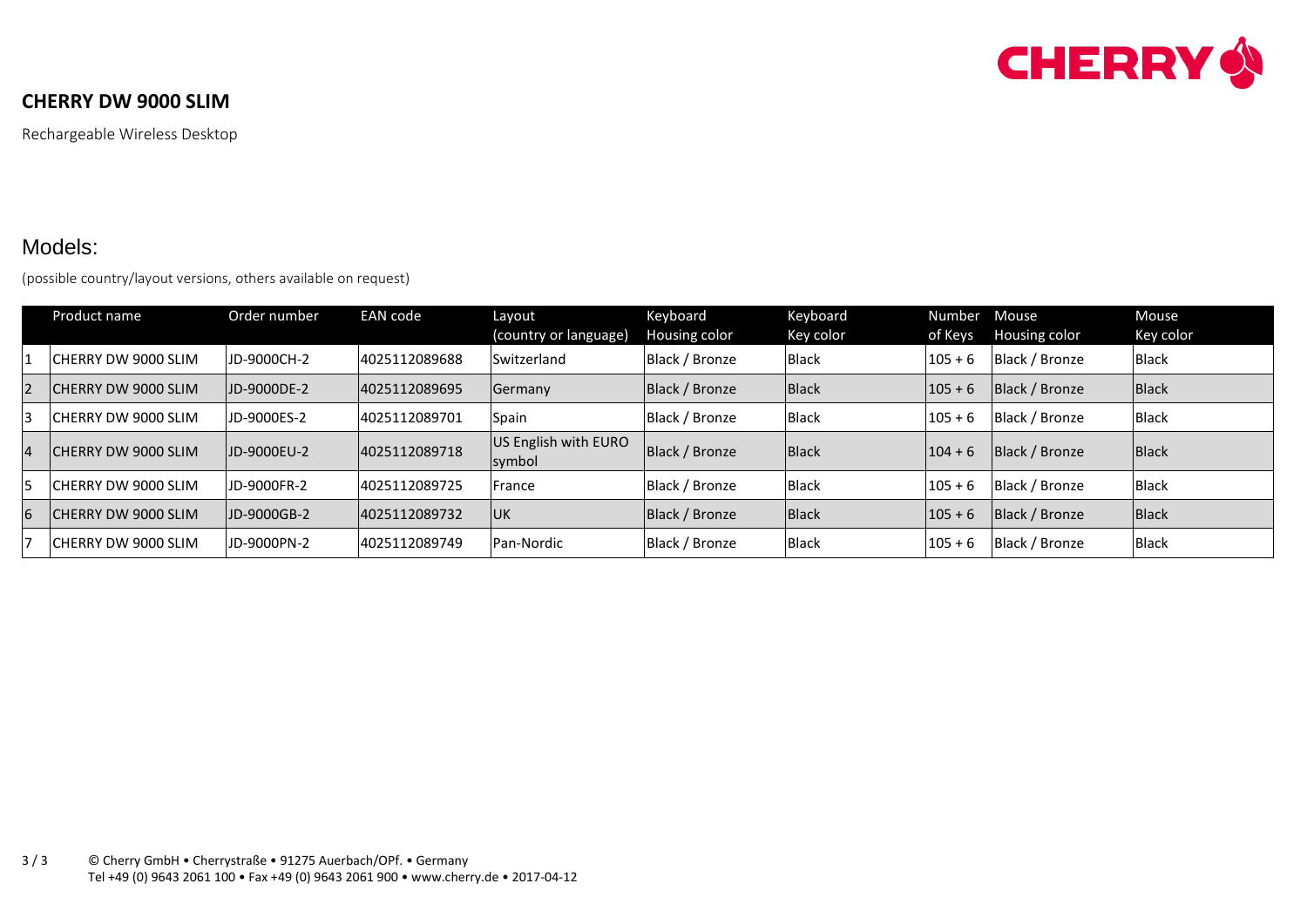**CHERRY DW 9000 SLIM**

Rechargeable Wireless Desktop

## Models:

(possible country/layout versions, others available on request)

| | Product name | Order number | EAN code | Layout (country or language) | Keyboard Housing color | Keyboard Key color | Number of Keys | Mouse Housing color | Mouse Key color |
|---|---|---|---|---|---|---|---|---|---|
| 1 | CHERRY DW 9000 SLIM | JD-9000CH-2 | 4025112089688 | Switzerland | Black / Bronze | Black | 105 + 6 | Black / Bronze | Black |
| 2 | CHERRY DW 9000 SLIM | JD-9000DE-2 | 4025112089695 | Germany | Black / Bronze | Black | 105 + 6 | Black / Bronze | Black |
| 3 | CHERRY DW 9000 SLIM | JD-9000ES-2 | 4025112089701 | Spain | Black / Bronze | Black | 105 + 6 | Black / Bronze | Black |
| 4 | CHERRY DW 9000 SLIM | JD-9000EU-2 | 4025112089718 | US English with EURO symbol | Black / Bronze | Black | 104 + 6 | Black / Bronze | Black |
| 5 | CHERRY DW 9000 SLIM | JD-9000FR-2 | 4025112089725 | France | Black / Bronze | Black | 105 + 6 | Black / Bronze | Black |
| 6 | CHERRY DW 9000 SLIM | JD-9000GB-2 | 4025112089732 | UK | Black / Bronze | Black | 105 + 6 | Black / Bronze | Black |
| 7 | CHERRY DW 9000 SLIM | JD-9000PN-2 | 4025112089749 | Pan-Nordic | Black / Bronze | Black | 105 + 6 | Black / Bronze | Black |

© Cherry GmbH • Cherrystraße • 91275 Auerbach/OPf. • Germany
Tel +49 (0) 9643 2061 100 • Fax +49 (0) 9643 2061 900 • www.cherry.de • 2017-04-12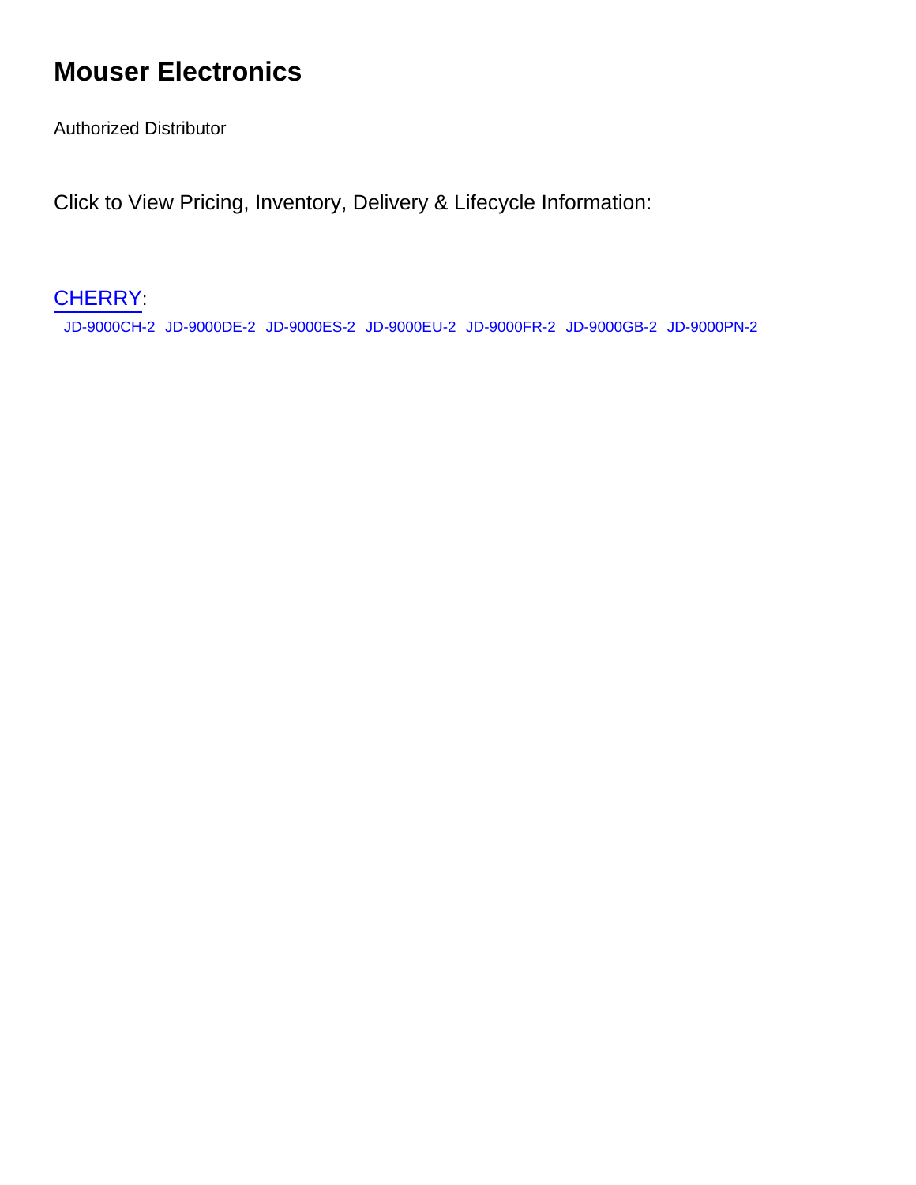# Mouser Electronics

Authorized Distributor

Click to View Pricing, Inventory, Delivery & Lifecycle Information:

CHERRY:

JD-9000CH-2 JD-9000DE-2 JD-9000ES-2 JD-9000EU-2 JD-9000FR-2 JD-9000GB-2 JD-9000PN-2